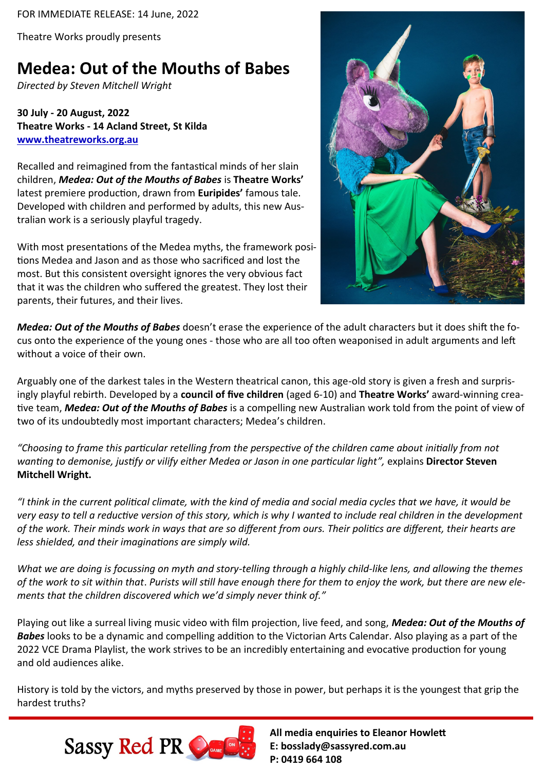FOR IMMEDIATE RELEASE: 14 June, 2022

Theatre Works proudly presents

# Medea: Out of the Mouths of Babes

*Directed by Steven Mitchell Wright*

**30 July - 20 August, 2022**
**Theatre Works - 14 Acland Street, St Kilda**
**[www.theatreworks.org.au](http://www.theatreworks.org.au)**

Recalled and reimagined from the fantastical minds of her slain children, ***Medea: Out of the Mouths of Babes*** is **Theatre Works'** latest premiere production, drawn from **Euripides'** famous tale. Developed with children and performed by adults, this new Australian work is a seriously playful tragedy.

With most presentations of the Medea myths, the framework positions Medea and Jason and as those who sacrificed and lost the most. But this consistent oversight ignores the very obvious fact that it was the children who suffered the greatest. They lost their parents, their futures, and their lives.

***Medea: Out of the Mouths of Babes*** doesn't erase the experience of the adult characters but it does shift the focus onto the experience of the young ones - those who are all too often weaponised in adult arguments and left without a voice of their own.

Arguably one of the darkest tales in the Western theatrical canon, this age-old story is given a fresh and surprisingly playful rebirth. Developed by a **council of five children** (aged 6-10) and **Theatre Works'** award-winning creative team, ***Medea: Out of the Mouths of Babes*** is a compelling new Australian work told from the point of view of two of its undoubtedly most important characters; Medea's children.

*"Choosing to frame this particular retelling from the perspective of the children came about initially from not wanting to demonise, justify or vilify either Medea or Jason in one particular light",* explains **Director Steven Mitchell Wright.**

*"I think in the current political climate, with the kind of media and social media cycles that we have, it would be very easy to tell a reductive version of this story, which is why I wanted to include real children in the development of the work. Their minds work in ways that are so different from ours. Their politics are different, their hearts are less shielded, and their imaginations are simply wild.*

*What we are doing is focussing on myth and story-telling through a highly child-like lens, and allowing the themes of the work to sit within that. Purists will still have enough there for them to enjoy the work, but there are new elements that the children discovered which we'd simply never think of."*

Playing out like a surreal living music video with film projection, live feed, and song, ***Medea: Out of the Mouths of Babes*** looks to be a dynamic and compelling addition to the Victorian Arts Calendar. Also playing as a part of the 2022 VCE Drama Playlist, the work strives to be an incredibly entertaining and evocative production for young and old audiences alike.

History is told by the victors, and myths preserved by those in power, but perhaps it is the youngest that grip the hardest truths?

Sassy Red PR

**All media enquiries to Eleanor Howlett**
**E: bosslady@sassyred.com.au**
**P: 0419 664 108**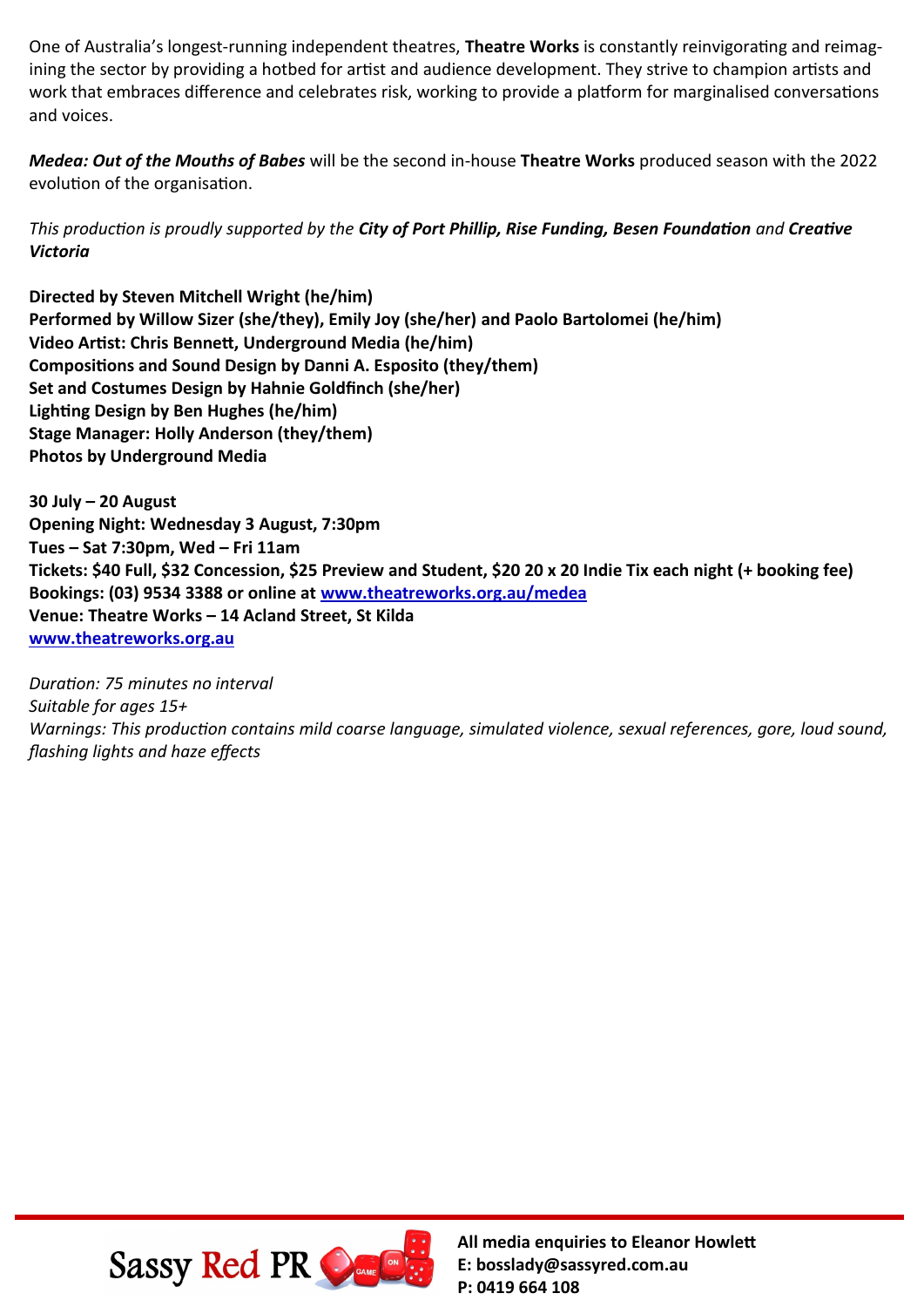One of Australia's longest-running independent theatres, **Theatre Works** is constantly reinvigorating and reimagining the sector by providing a hotbed for artist and audience development. They strive to champion artists and work that embraces difference and celebrates risk, working to provide a platform for marginalised conversations and voices.

***Medea: Out of the Mouths of Babes*** will be the second in-house **Theatre Works** produced season with the 2022 evolution of the organisation.

*This production is proudly supported by the **City of Port Phillip, Rise Funding, Besen Foundation** and **Creative Victoria***

**Directed by Steven Mitchell Wright (he/him)**
**Performed by Willow Sizer (she/they), Emily Joy (she/her) and Paolo Bartolomei (he/him)**
**Video Artist: Chris Bennett, Underground Media (he/him)**
**Compositions and Sound Design by Danni A. Esposito (they/them)**
**Set and Costumes Design by Hahnie Goldfinch (she/her)**
**Lighting Design by Ben Hughes (he/him)**
**Stage Manager: Holly Anderson (they/them)**
**Photos by Underground Media**

**30 July – 20 August**
**Opening Night: Wednesday 3 August, 7:30pm**
**Tues – Sat 7:30pm, Wed – Fri 11am**
**Tickets: $40 Full, $32 Concession, $25 Preview and Student, $20 20 x 20 Indie Tix each night (+ booking fee)**
**Bookings: (03) 9534 3388 or online at [www.theatreworks.org.au/medea](http://www.theatreworks.org.au/medea)**
**Venue: Theatre Works – 14 Acland Street, St Kilda**
**[www.theatreworks.org.au](http://www.theatreworks.org.au)**

*Duration: 75 minutes no interval*
*Suitable for ages 15+*
*Warnings: This production contains mild coarse language, simulated violence, sexual references, gore, loud sound, flashing lights and haze effects*

Sassy Red PR

**All media enquiries to Eleanor Howlett**
**E: bosslady@sassyred.com.au**
**P: 0419 664 108**